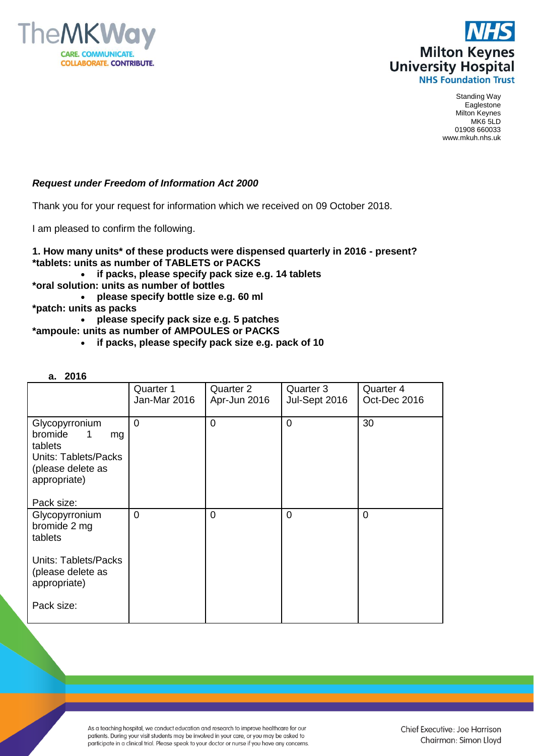Standing Way
Eaglestone
Milton Keynes
MK6 5LD
01908 660033
www.mkuh.nhs.uk

***Request under Freedom of Information Act 2000***

Thank you for your request for information which we received on 09 October 2018.

I am pleased to confirm the following.

**1. How many units* of these products were dispensed quarterly in 2016 - present?**
***tablets: units as number of TABLETS or PACKS**

- **if packs, please specify pack size e.g. 14 tablets**

***oral solution: units as number of bottles**

- **please specify bottle size e.g. 60 ml**

***patch: units as packs**

- **please specify pack size e.g. 5 patches**

***ampoule: units as number of AMPOULES or PACKS**

- **if packs, please specify pack size e.g. pack of 10**

**a. 2016**

| | Quarter 1 Jan-Mar 2016 | Quarter 2 Apr-Jun 2016 | Quarter 3 Jul-Sept 2016 | Quarter 4 Oct-Dec 2016 |
|---|---|---|---|---|
| Glycopyrronium bromide 1 mg tablets Units: Tablets/Packs (please delete as appropriate) Pack size: | 0 | 0 | 0 | 30 |
| Glycopyrronium bromide 2 mg tablets Units: Tablets/Packs (please delete as appropriate) Pack size: | 0 | 0 | 0 | 0 |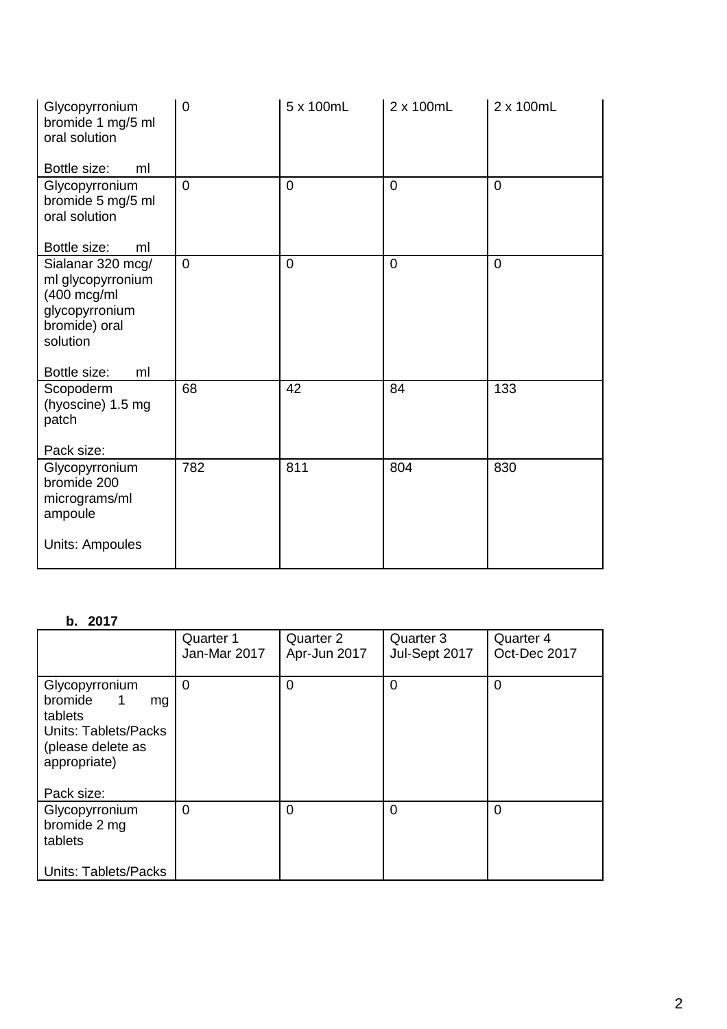| | | | | |
|---|---|---|---|---|
| Glycopyrronium bromide 1 mg/5 ml oral solution<br><br>Bottle size: ml | 0 | 5 x 100mL | 2 x 100mL | 2 x 100mL |
| Glycopyrronium bromide 5 mg/5 ml oral solution<br><br>Bottle size: ml | 0 | 0 | 0 | 0 |
| Sialanar 320 mcg/ ml glycopyrronium (400 mcg/ml glycopyrronium bromide) oral solution<br><br>Bottle size: ml | 0 | 0 | 0 | 0 |
| Scopoderm (hyoscine) 1.5 mg patch<br><br>Pack size: | 68 | 42 | 84 | 133 |
| Glycopyrronium bromide 200 micrograms/ml ampoule<br><br>Units: Ampoules | 782 | 811 | 804 | 830 |

**b. 2017**

| | Quarter 1 Jan-Mar 2017 | Quarter 2 Apr-Jun 2017 | Quarter 3 Jul-Sept 2017 | Quarter 4 Oct-Dec 2017 |
|---|---|---|---|---|
| Glycopyrronium bromide 1 mg tablets<br>Units: Tablets/Packs (please delete as appropriate)<br><br>Pack size: | 0 | 0 | 0 | 0 |
| Glycopyrronium bromide 2 mg tablets<br><br>Units: Tablets/Packs | 0 | 0 | 0 | 0 |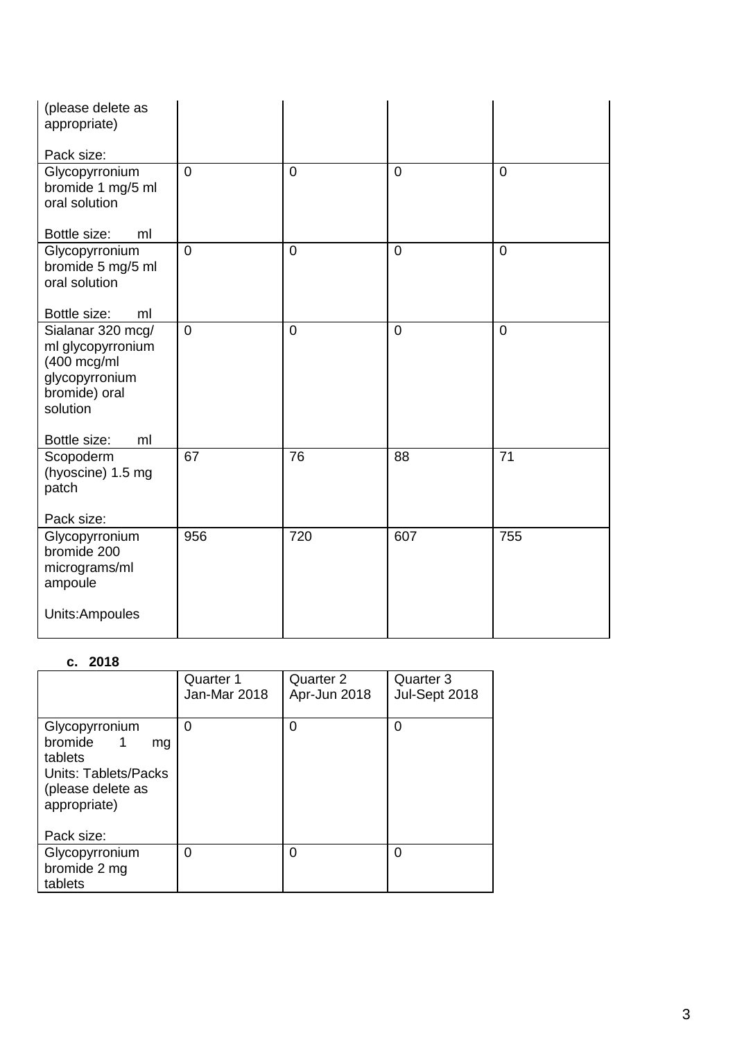| | | | | |
|---|---|---|---|---|
| (please delete as appropriate)<br><br>Pack size: | | | | |
| Glycopyrronium bromide 1 mg/5 ml oral solution<br><br>Bottle size: ml | 0 | 0 | 0 | 0 |
| Glycopyrronium bromide 5 mg/5 ml oral solution<br><br>Bottle size: ml | 0 | 0 | 0 | 0 |
| Sialanar 320 mcg/ ml glycopyrronium (400 mcg/ml glycopyrronium bromide) oral solution<br><br>Bottle size: ml | 0 | 0 | 0 | 0 |
| Scopoderm (hyoscine) 1.5 mg patch<br><br>Pack size: | 67 | 76 | 88 | 71 |
| Glycopyrronium bromide 200 micrograms/ml ampoule<br><br>Units:Ampoules | 956 | 720 | 607 | 755 |

**c. 2018**

| | Quarter 1 Jan-Mar 2018 | Quarter 2 Apr-Jun 2018 | Quarter 3 Jul-Sept 2018 |
|---|---|---|---|
| Glycopyrronium bromide 1 mg tablets<br>Units: Tablets/Packs (please delete as appropriate)<br><br>Pack size: | 0 | 0 | 0 |
| Glycopyrronium bromide 2 mg tablets | 0 | 0 | 0 |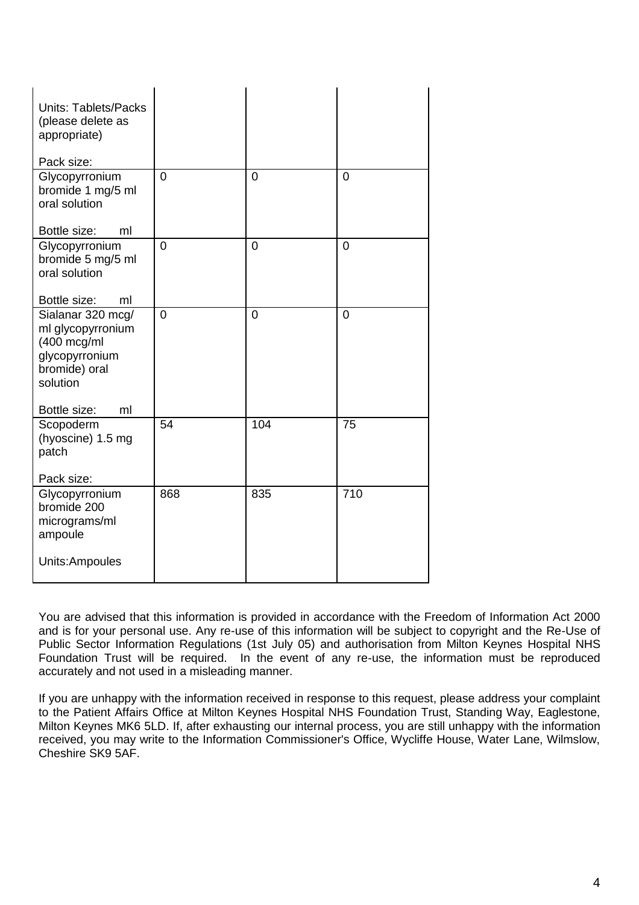| | | | |
|---|---|---|---|
| Units: Tablets/Packs (please delete as appropriate)<br><br>Pack size: | | | |
| Glycopyrronium bromide 1 mg/5 ml oral solution<br><br>Bottle size: ml | 0 | 0 | 0 |
| Glycopyrronium bromide 5 mg/5 ml oral solution<br><br>Bottle size: ml | 0 | 0 | 0 |
| Sialanar 320 mcg/ ml glycopyrronium (400 mcg/ml glycopyrronium bromide) oral solution<br><br>Bottle size: ml | 0 | 0 | 0 |
| Scopoderm (hyoscine) 1.5 mg patch<br><br>Pack size: | 54 | 104 | 75 |
| Glycopyrronium bromide 200 micrograms/ml ampoule<br><br>Units:Ampoules | 868 | 835 | 710 |

You are advised that this information is provided in accordance with the Freedom of Information Act 2000 and is for your personal use. Any re-use of this information will be subject to copyright and the Re-Use of Public Sector Information Regulations (1st July 05) and authorisation from Milton Keynes Hospital NHS Foundation Trust will be required. In the event of any re-use, the information must be reproduced accurately and not used in a misleading manner.

If you are unhappy with the information received in response to this request, please address your complaint to the Patient Affairs Office at Milton Keynes Hospital NHS Foundation Trust, Standing Way, Eaglestone, Milton Keynes MK6 5LD. If, after exhausting our internal process, you are still unhappy with the information received, you may write to the Information Commissioner's Office, Wycliffe House, Water Lane, Wilmslow, Cheshire SK9 5AF.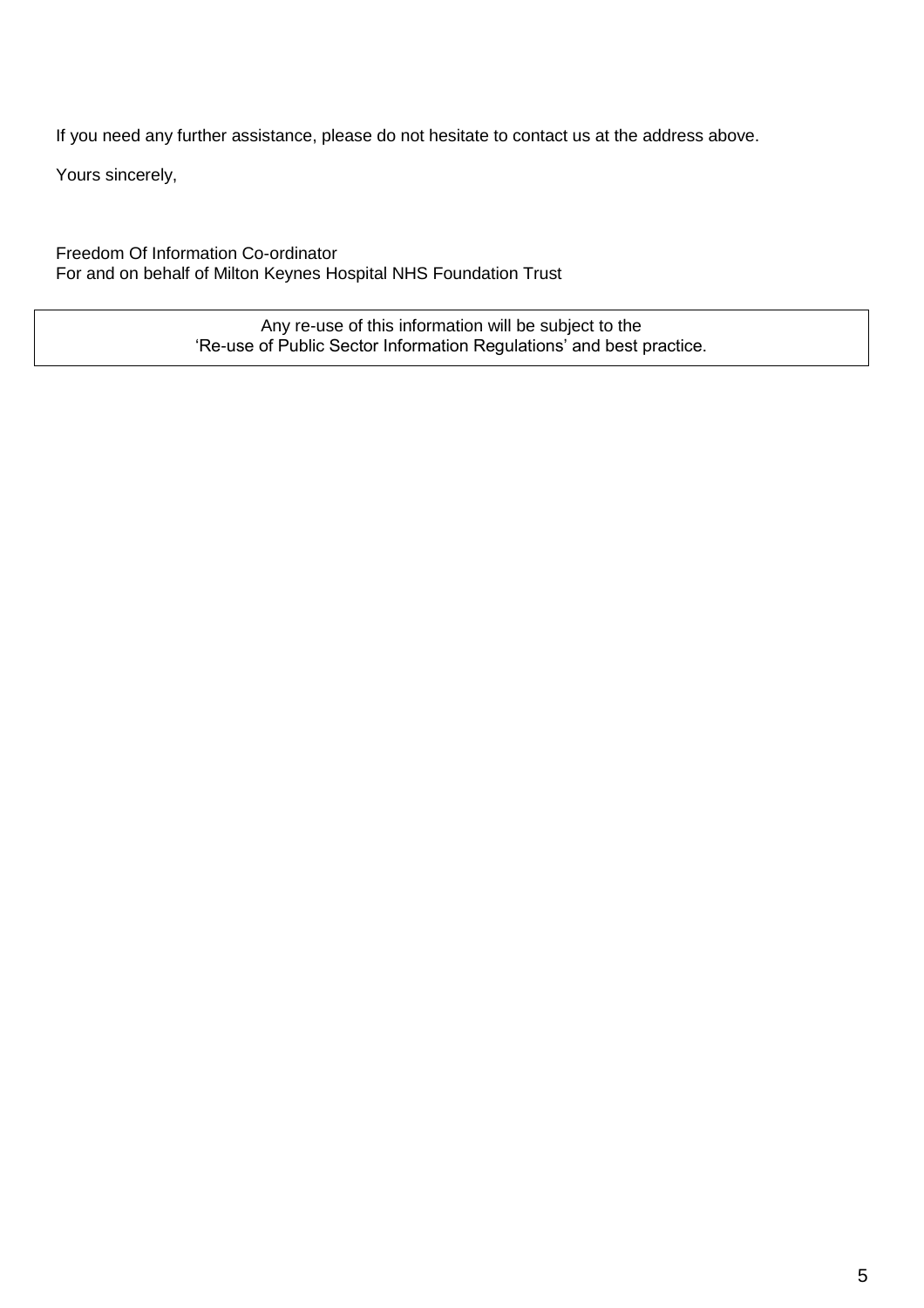If you need any further assistance, please do not hesitate to contact us at the address above.

Yours sincerely,

Freedom Of Information Co-ordinator
For and on behalf of Milton Keynes Hospital NHS Foundation Trust

| |
|---|
| Any re-use of this information will be subject to the 'Re-use of Public Sector Information Regulations' and best practice. |